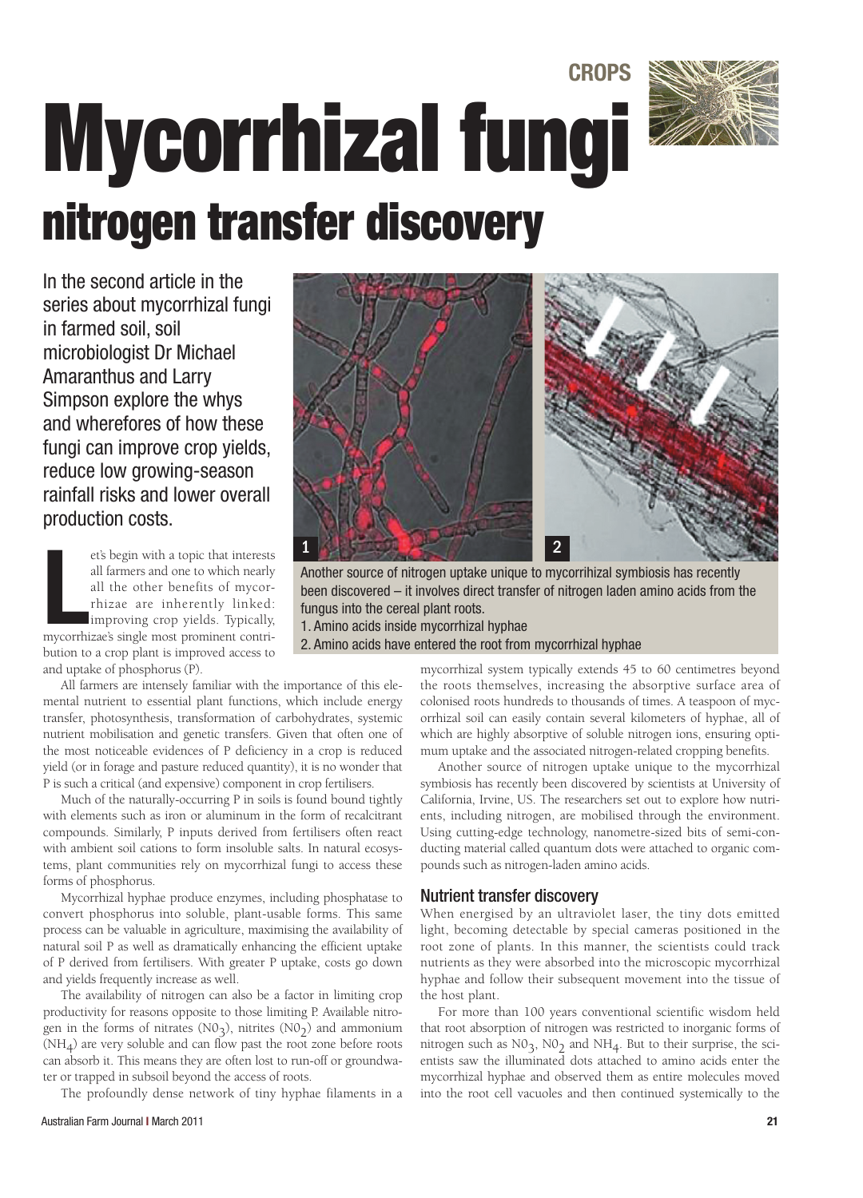CROPS

# Mycorrhizal fungi

## nitrogen transfer discovery

In the second article in the series about mycorrhizal fungi in farmed soil, soil microbiologist Dr Michael Amaranthus and Larry Simpson explore the whys and wherefores of how these fungi can improve crop yields, reduce low growing-season rainfall risks and lower overall production costs.

Another source of nitrogen uptake unique to mycorrihizal symbiosis has recently been discovered – it involves direct transfer of nitrogen laden amino acids from the fungus into the cereal plant roots.

1. Amino acids inside mycorrhizal hyphae
2. Amino acids have entered the root from mycorrhizal hyphae

Let's begin with a topic that interests all farmers and one to which nearly all the other benefits of mycorrhizae are inherently linked: improving crop yields. Typically, mycorrhizae's single most prominent contribution to a crop plant is improved access to and uptake of phosphorus (P).

All farmers are intensely familiar with the importance of this elemental nutrient to essential plant functions, which include energy transfer, photosynthesis, transformation of carbohydrates, systemic nutrient mobilisation and genetic transfers. Given that often one of the most noticeable evidences of P deficiency in a crop is reduced yield (or in forage and pasture reduced quantity), it is no wonder that P is such a critical (and expensive) component in crop fertilisers.

Much of the naturally-occurring P in soils is found bound tightly with elements such as iron or aluminum in the form of recalcitrant compounds. Similarly, P inputs derived from fertilisers often react with ambient soil cations to form insoluble salts. In natural ecosystems, plant communities rely on mycorrhizal fungi to access these forms of phosphorus.

Mycorrhizal hyphae produce enzymes, including phosphatase to convert phosphorus into soluble, plant-usable forms. This same process can be valuable in agriculture, maximising the availability of natural soil P as well as dramatically enhancing the efficient uptake of P derived from fertilisers. With greater P uptake, costs go down and yields frequently increase as well.

The availability of nitrogen can also be a factor in limiting crop productivity for reasons opposite to those limiting P. Available nitrogen in the forms of nitrates ($N0_3$), nitrites ($N0_2$) and ammonium ($NH_4$) are very soluble and can flow past the root zone before roots can absorb it. This means they are often lost to run-off or groundwater or trapped in subsoil beyond the access of roots.

The profoundly dense network of tiny hyphae filaments in a mycorrhizal system typically extends 45 to 60 centimetres beyond the roots themselves, increasing the absorptive surface area of colonised roots hundreds to thousands of times. A teaspoon of mycorrhizal soil can easily contain several kilometers of hyphae, all of which are highly absorptive of soluble nitrogen ions, ensuring optimum uptake and the associated nitrogen-related cropping benefits.

Another source of nitrogen uptake unique to the mycorrhizal symbiosis has recently been discovered by scientists at University of California, Irvine, US. The researchers set out to explore how nutrients, including nitrogen, are mobilised through the environment. Using cutting-edge technology, nanometre-sized bits of semi-conducting material called quantum dots were attached to organic compounds such as nitrogen-laden amino acids.

### Nutrient transfer discovery

When energised by an ultraviolet laser, the tiny dots emitted light, becoming detectable by special cameras positioned in the root zone of plants. In this manner, the scientists could track nutrients as they were absorbed into the microscopic mycorrhizal hyphae and follow their subsequent movement into the tissue of the host plant.

For more than 100 years conventional scientific wisdom held that root absorption of nitrogen was restricted to inorganic forms of nitrogen such as $N0_3$, $N0_2$ and $NH_4$. But to their surprise, the scientists saw the illuminated dots attached to amino acids enter the mycorrhizal hyphae and observed them as entire molecules moved into the root cell vacuoles and then continued systemically to the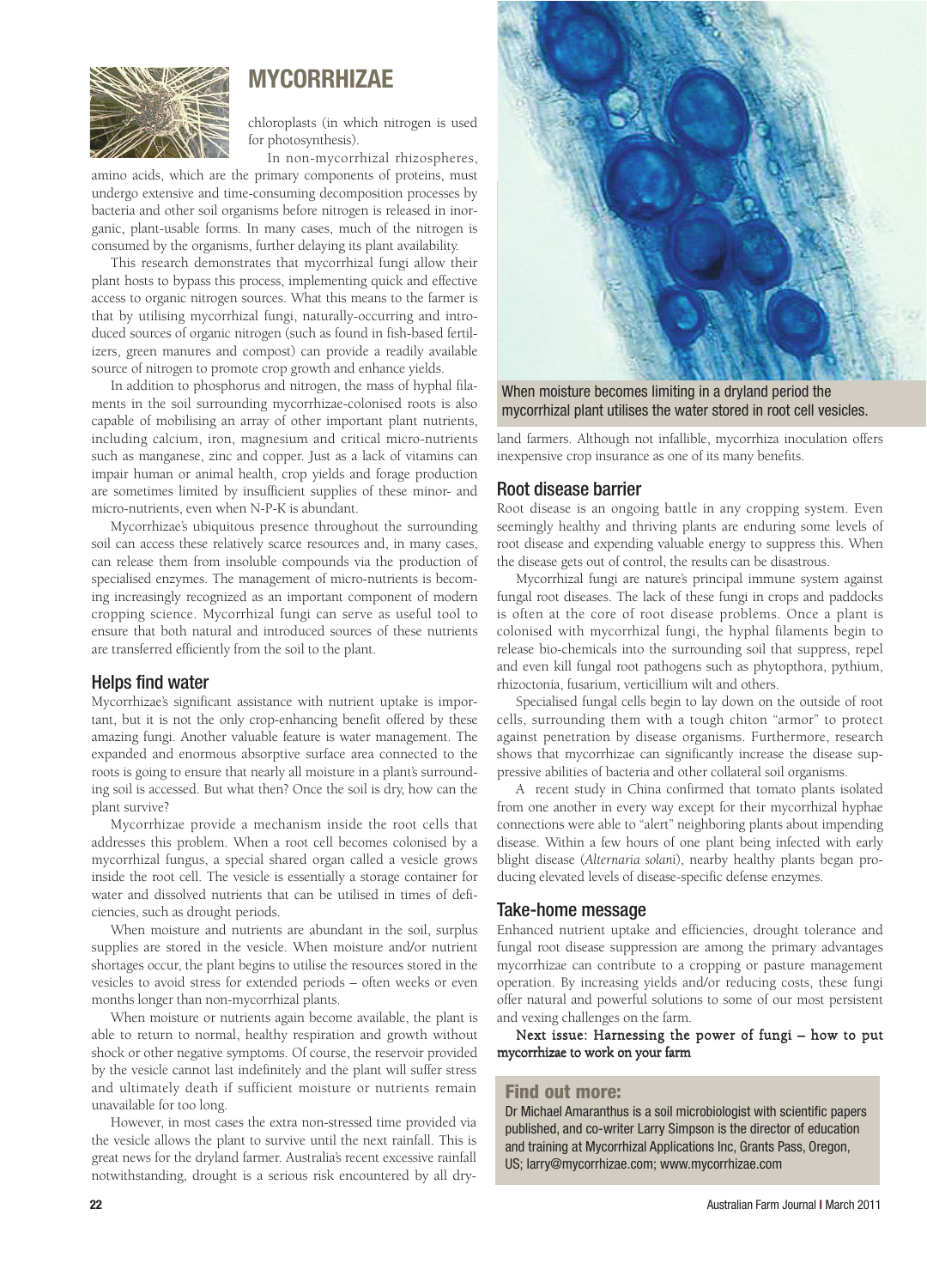# MYCORRHIZAE

chloroplasts (in which nitrogen is used for photosynthesis).

In non-mycorrhizal rhizospheres, amino acids, which are the primary components of proteins, must undergo extensive and time-consuming decomposition processes by bacteria and other soil organisms before nitrogen is released in inorganic, plant-usable forms. In many cases, much of the nitrogen is consumed by the organisms, further delaying its plant availability.

This research demonstrates that mycorrhizal fungi allow their plant hosts to bypass this process, implementing quick and effective access to organic nitrogen sources. What this means to the farmer is that by utilising mycorrhizal fungi, naturally-occurring and introduced sources of organic nitrogen (such as found in fish-based fertilizers, green manures and compost) can provide a readily available source of nitrogen to promote crop growth and enhance yields.

In addition to phosphorus and nitrogen, the mass of hyphal filaments in the soil surrounding mycorrhizae-colonised roots is also capable of mobilising an array of other important plant nutrients, including calcium, iron, magnesium and critical micro-nutrients such as manganese, zinc and copper. Just as a lack of vitamins can impair human or animal health, crop yields and forage production are sometimes limited by insufficient supplies of these minor- and micro-nutrients, even when N-P-K is abundant.

Mycorrhizae's ubiquitous presence throughout the surrounding soil can access these relatively scarce resources and, in many cases, can release them from insoluble compounds via the production of specialised enzymes. The management of micro-nutrients is becoming increasingly recognized as an important component of modern cropping science. Mycorrhizal fungi can serve as useful tool to ensure that both natural and introduced sources of these nutrients are transferred efficiently from the soil to the plant.

## Helps find water

Mycorrhizae's significant assistance with nutrient uptake is important, but it is not the only crop-enhancing benefit offered by these amazing fungi. Another valuable feature is water management. The expanded and enormous absorptive surface area connected to the roots is going to ensure that nearly all moisture in a plant's surrounding soil is accessed. But what then? Once the soil is dry, how can the plant survive?

Mycorrhizae provide a mechanism inside the root cells that addresses this problem. When a root cell becomes colonised by a mycorrhizal fungus, a special shared organ called a vesicle grows inside the root cell. The vesicle is essentially a storage container for water and dissolved nutrients that can be utilised in times of deficiencies, such as drought periods.

When moisture and nutrients are abundant in the soil, surplus supplies are stored in the vesicle. When moisture and/or nutrient shortages occur, the plant begins to utilise the resources stored in the vesicles to avoid stress for extended periods – often weeks or even months longer than non-mycorrhizal plants.

When moisture or nutrients again become available, the plant is able to return to normal, healthy respiration and growth without shock or other negative symptoms. Of course, the reservoir provided by the vesicle cannot last indefinitely and the plant will suffer stress and ultimately death if sufficient moisture or nutrients remain unavailable for too long.

However, in most cases the extra non-stressed time provided via the vesicle allows the plant to survive until the next rainfall. This is great news for the dryland farmer. Australia's recent excessive rainfall notwithstanding, drought is a serious risk encountered by all dryland farmers. Although not infallible, mycorrhiza inoculation offers inexpensive crop insurance as one of its many benefits.

When moisture becomes limiting in a dryland period the mycorrhizal plant utilises the water stored in root cell vesicles.

## Root disease barrier

Root disease is an ongoing battle in any cropping system. Even seemingly healthy and thriving plants are enduring some levels of root disease and expending valuable energy to suppress this. When the disease gets out of control, the results can be disastrous.

Mycorrhizal fungi are nature's principal immune system against fungal root diseases. The lack of these fungi in crops and paddocks is often at the core of root disease problems. Once a plant is colonised with mycorrhizal fungi, the hyphal filaments begin to release bio-chemicals into the surrounding soil that suppress, repel and even kill fungal root pathogens such as phytopthora, pythium, rhizoctonia, fusarium, verticillium wilt and others.

Specialised fungal cells begin to lay down on the outside of root cells, surrounding them with a tough chiton "armor" to protect against penetration by disease organisms. Furthermore, research shows that mycorrhizae can significantly increase the disease suppressive abilities of bacteria and other collateral soil organisms.

A recent study in China confirmed that tomato plants isolated from one another in every way except for their mycorrhizal hyphae connections were able to "alert" neighboring plants about impending disease. Within a few hours of one plant being infected with early blight disease (*Alternaria solani*), nearby healthy plants began producing elevated levels of disease-specific defense enzymes.

## Take-home message

Enhanced nutrient uptake and efficiencies, drought tolerance and fungal root disease suppression are among the primary advantages mycorrhizae can contribute to a cropping or pasture management operation. By increasing yields and/or reducing costs, these fungi offer natural and powerful solutions to some of our most persistent and vexing challenges on the farm.

Next issue: Harnessing the power of fungi – how to put mycorrhizae to work on your farm

### Find out more:

Dr Michael Amaranthus is a soil microbiologist with scientific papers published, and co-writer Larry Simpson is the director of education and training at Mycorrhizal Applications Inc, Grants Pass, Oregon, US; larry@mycorrhizae.com; www.mycorrhizae.com